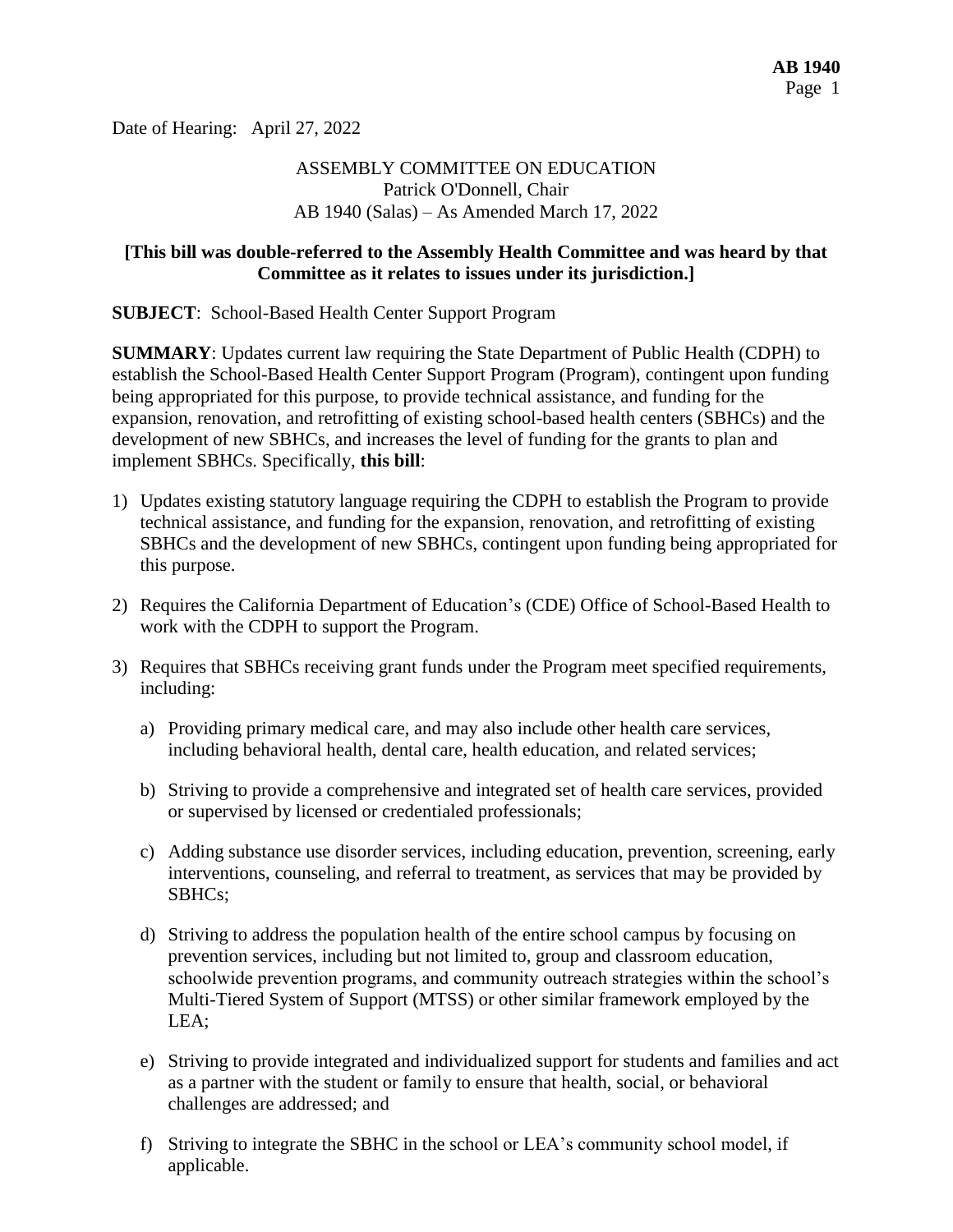Date of Hearing: April 27, 2022

ASSEMBLY COMMITTEE ON EDUCATION
Patrick O'Donnell, Chair
AB 1940 (Salas) – As Amended March 17, 2022

**[This bill was double-referred to the Assembly Health Committee and was heard by that Committee as it relates to issues under its jurisdiction.]**

**SUBJECT**: School-Based Health Center Support Program

**SUMMARY**: Updates current law requiring the State Department of Public Health (CDPH) to establish the School-Based Health Center Support Program (Program), contingent upon funding being appropriated for this purpose, to provide technical assistance, and funding for the expansion, renovation, and retrofitting of existing school-based health centers (SBHCs) and the development of new SBHCs, and increases the level of funding for the grants to plan and implement SBHCs. Specifically, **this bill**:

1) Updates existing statutory language requiring the CDPH to establish the Program to provide technical assistance, and funding for the expansion, renovation, and retrofitting of existing SBHCs and the development of new SBHCs, contingent upon funding being appropriated for this purpose.

2) Requires the California Department of Education's (CDE) Office of School-Based Health to work with the CDPH to support the Program.

3) Requires that SBHCs receiving grant funds under the Program meet specified requirements, including:

   a) Providing primary medical care, and may also include other health care services, including behavioral health, dental care, health education, and related services;

   b) Striving to provide a comprehensive and integrated set of health care services, provided or supervised by licensed or credentialed professionals;

   c) Adding substance use disorder services, including education, prevention, screening, early interventions, counseling, and referral to treatment, as services that may be provided by SBHCs;

   d) Striving to address the population health of the entire school campus by focusing on prevention services, including but not limited to, group and classroom education, schoolwide prevention programs, and community outreach strategies within the school's Multi-Tiered System of Support (MTSS) or other similar framework employed by the LEA;

   e) Striving to provide integrated and individualized support for students and families and act as a partner with the student or family to ensure that health, social, or behavioral challenges are addressed; and

   f) Striving to integrate the SBHC in the school or LEA's community school model, if applicable.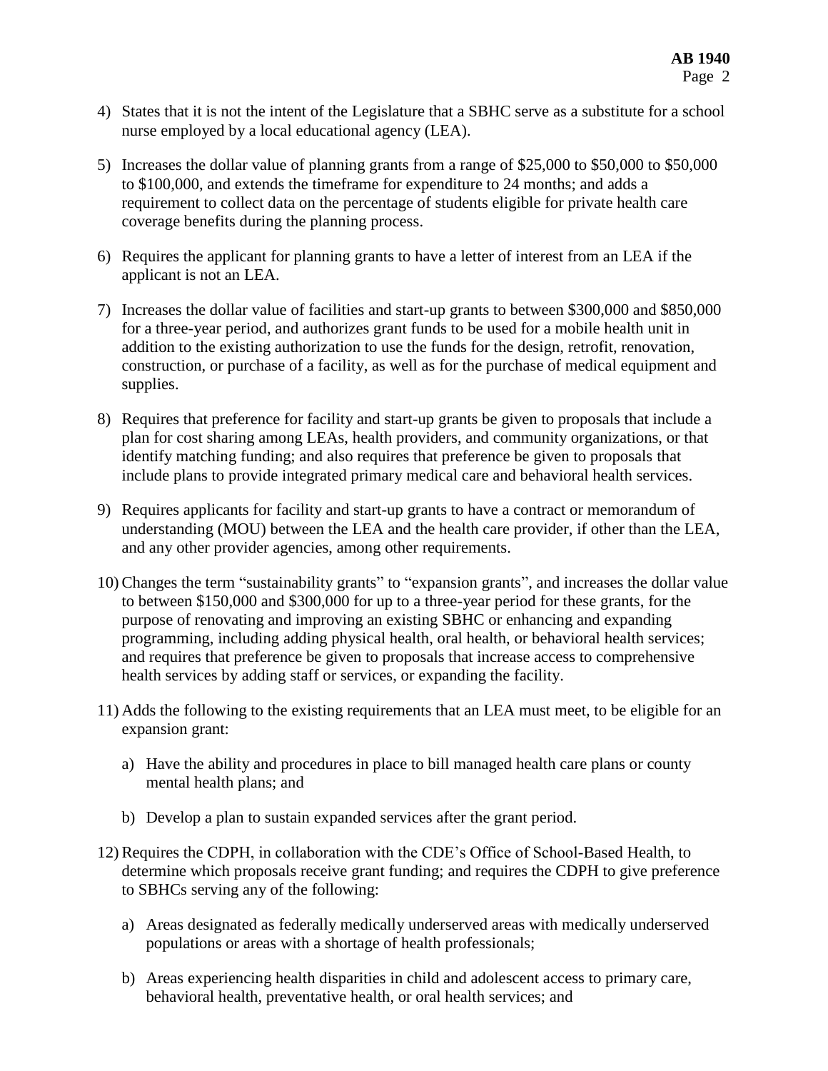4) States that it is not the intent of the Legislature that a SBHC serve as a substitute for a school nurse employed by a local educational agency (LEA).

5) Increases the dollar value of planning grants from a range of $25,000 to $50,000 to $50,000 to $100,000, and extends the timeframe for expenditure to 24 months; and adds a requirement to collect data on the percentage of students eligible for private health care coverage benefits during the planning process.

6) Requires the applicant for planning grants to have a letter of interest from an LEA if the applicant is not an LEA.

7) Increases the dollar value of facilities and start-up grants to between $300,000 and $850,000 for a three-year period, and authorizes grant funds to be used for a mobile health unit in addition to the existing authorization to use the funds for the design, retrofit, renovation, construction, or purchase of a facility, as well as for the purchase of medical equipment and supplies.

8) Requires that preference for facility and start-up grants be given to proposals that include a plan for cost sharing among LEAs, health providers, and community organizations, or that identify matching funding; and also requires that preference be given to proposals that include plans to provide integrated primary medical care and behavioral health services.

9) Requires applicants for facility and start-up grants to have a contract or memorandum of understanding (MOU) between the LEA and the health care provider, if other than the LEA, and any other provider agencies, among other requirements.

10) Changes the term "sustainability grants" to "expansion grants", and increases the dollar value to between $150,000 and $300,000 for up to a three-year period for these grants, for the purpose of renovating and improving an existing SBHC or enhancing and expanding programming, including adding physical health, oral health, or behavioral health services; and requires that preference be given to proposals that increase access to comprehensive health services by adding staff or services, or expanding the facility.

11) Adds the following to the existing requirements that an LEA must meet, to be eligible for an expansion grant:

    a) Have the ability and procedures in place to bill managed health care plans or county mental health plans; and

    b) Develop a plan to sustain expanded services after the grant period.

12) Requires the CDPH, in collaboration with the CDE's Office of School-Based Health, to determine which proposals receive grant funding; and requires the CDPH to give preference to SBHCs serving any of the following:

    a) Areas designated as federally medically underserved areas with medically underserved populations or areas with a shortage of health professionals;

    b) Areas experiencing health disparities in child and adolescent access to primary care, behavioral health, preventative health, or oral health services; and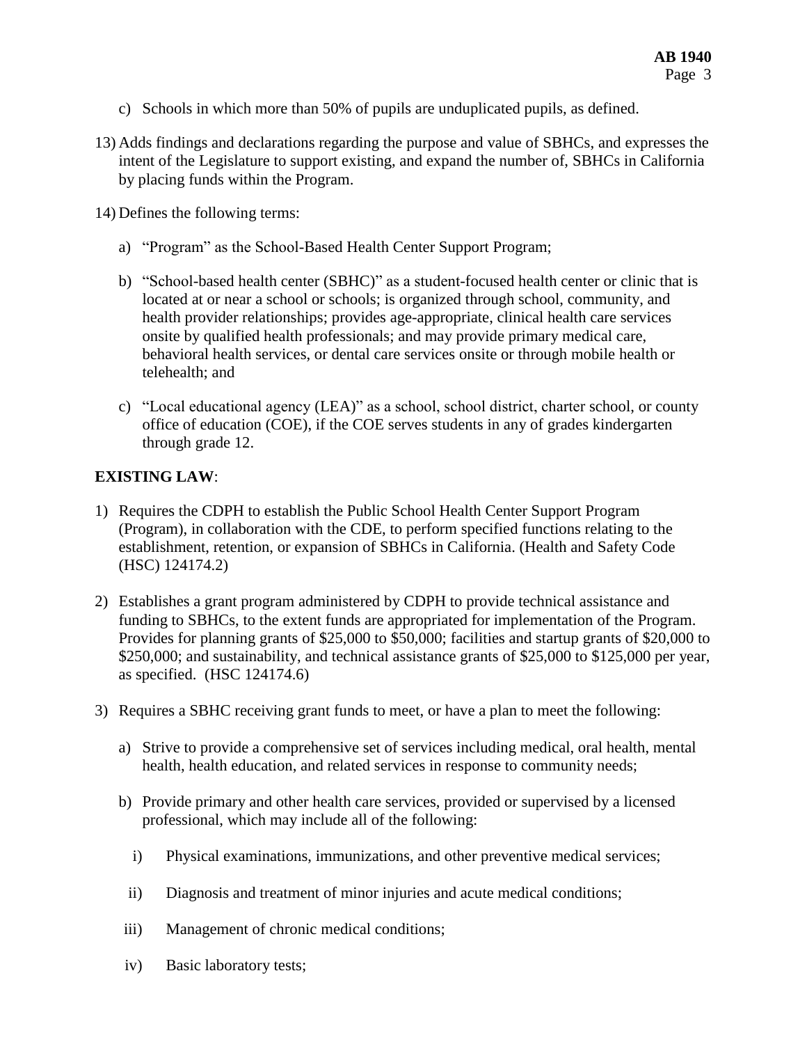c) Schools in which more than 50% of pupils are unduplicated pupils, as defined.

13) Adds findings and declarations regarding the purpose and value of SBHCs, and expresses the intent of the Legislature to support existing, and expand the number of, SBHCs in California by placing funds within the Program.

14) Defines the following terms:

   a) "Program" as the School-Based Health Center Support Program;

   b) "School-based health center (SBHC)" as a student-focused health center or clinic that is located at or near a school or schools; is organized through school, community, and health provider relationships; provides age-appropriate, clinical health care services onsite by qualified health professionals; and may provide primary medical care, behavioral health services, or dental care services onsite or through mobile health or telehealth; and

   c) "Local educational agency (LEA)" as a school, school district, charter school, or county office of education (COE), if the COE serves students in any of grades kindergarten through grade 12.

**EXISTING LAW**:

1) Requires the CDPH to establish the Public School Health Center Support Program (Program), in collaboration with the CDE, to perform specified functions relating to the establishment, retention, or expansion of SBHCs in California. (Health and Safety Code (HSC) 124174.2)

2) Establishes a grant program administered by CDPH to provide technical assistance and funding to SBHCs, to the extent funds are appropriated for implementation of the Program. Provides for planning grants of $25,000 to $50,000; facilities and startup grants of $20,000 to $250,000; and sustainability, and technical assistance grants of $25,000 to $125,000 per year, as specified. (HSC 124174.6)

3) Requires a SBHC receiving grant funds to meet, or have a plan to meet the following:

   a) Strive to provide a comprehensive set of services including medical, oral health, mental health, health education, and related services in response to community needs;

   b) Provide primary and other health care services, provided or supervised by a licensed professional, which may include all of the following:

      i) Physical examinations, immunizations, and other preventive medical services;

      ii) Diagnosis and treatment of minor injuries and acute medical conditions;

      iii) Management of chronic medical conditions;

      iv) Basic laboratory tests;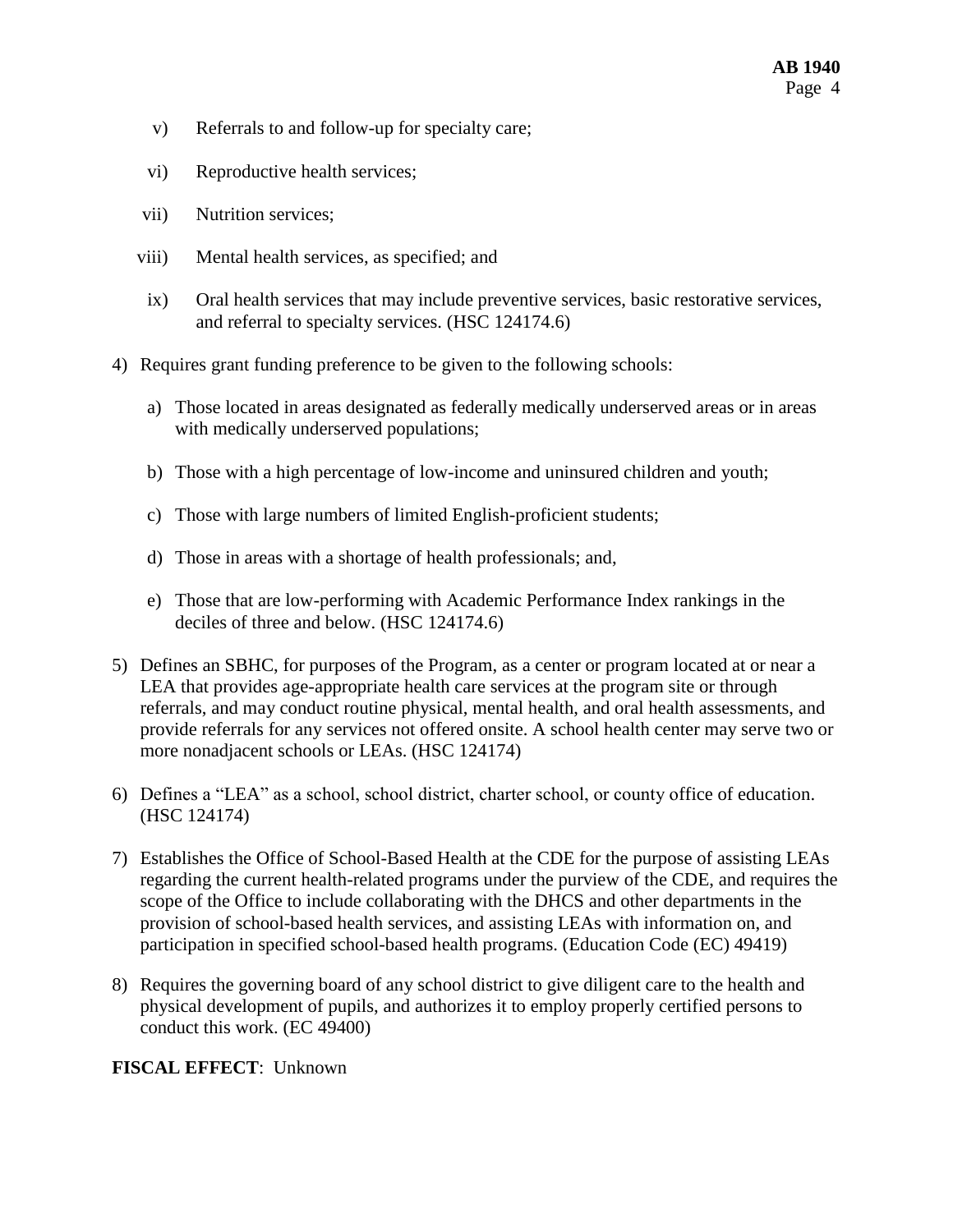v) Referrals to and follow-up for specialty care;

vi) Reproductive health services;

vii) Nutrition services;

viii) Mental health services, as specified; and

ix) Oral health services that may include preventive services, basic restorative services, and referral to specialty services. (HSC 124174.6)

4) Requires grant funding preference to be given to the following schools:

   a) Those located in areas designated as federally medically underserved areas or in areas with medically underserved populations;

   b) Those with a high percentage of low-income and uninsured children and youth;

   c) Those with large numbers of limited English-proficient students;

   d) Those in areas with a shortage of health professionals; and,

   e) Those that are low-performing with Academic Performance Index rankings in the deciles of three and below. (HSC 124174.6)

5) Defines an SBHC, for purposes of the Program, as a center or program located at or near a LEA that provides age-appropriate health care services at the program site or through referrals, and may conduct routine physical, mental health, and oral health assessments, and provide referrals for any services not offered onsite. A school health center may serve two or more nonadjacent schools or LEAs. (HSC 124174)

6) Defines a "LEA" as a school, school district, charter school, or county office of education. (HSC 124174)

7) Establishes the Office of School-Based Health at the CDE for the purpose of assisting LEAs regarding the current health-related programs under the purview of the CDE, and requires the scope of the Office to include collaborating with the DHCS and other departments in the provision of school-based health services, and assisting LEAs with information on, and participation in specified school-based health programs. (Education Code (EC) 49419)

8) Requires the governing board of any school district to give diligent care to the health and physical development of pupils, and authorizes it to employ properly certified persons to conduct this work. (EC 49400)

**FISCAL EFFECT**: Unknown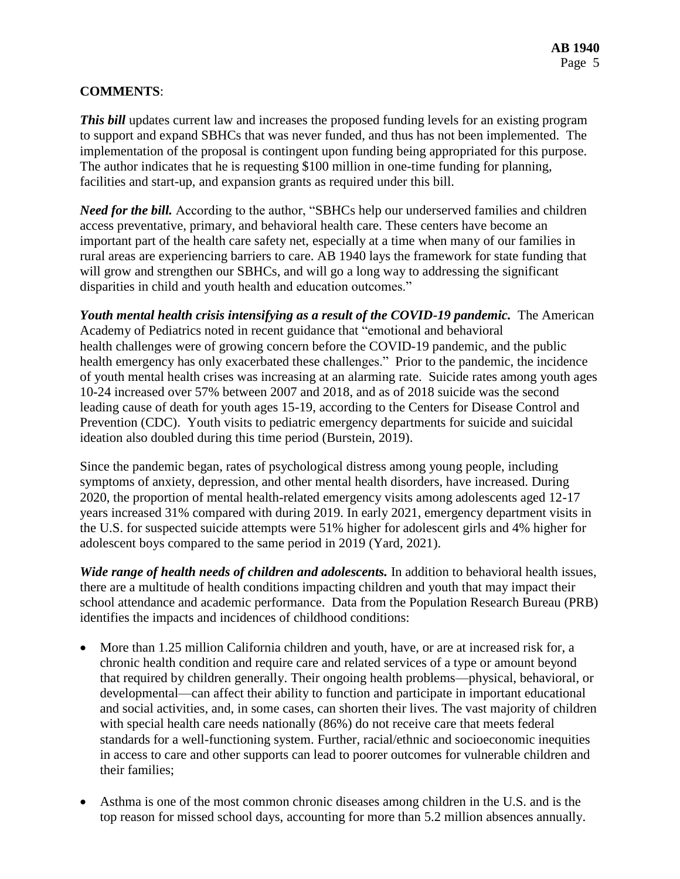**COMMENTS**:

***This bill*** updates current law and increases the proposed funding levels for an existing program to support and expand SBHCs that was never funded, and thus has not been implemented. The implementation of the proposal is contingent upon funding being appropriated for this purpose. The author indicates that he is requesting $100 million in one-time funding for planning, facilities and start-up, and expansion grants as required under this bill.

***Need for the bill.*** According to the author, "SBHCs help our underserved families and children access preventative, primary, and behavioral health care. These centers have become an important part of the health care safety net, especially at a time when many of our families in rural areas are experiencing barriers to care. AB 1940 lays the framework for state funding that will grow and strengthen our SBHCs, and will go a long way to addressing the significant disparities in child and youth health and education outcomes."

***Youth mental health crisis intensifying as a result of the COVID-19 pandemic.*** The American Academy of Pediatrics noted in recent guidance that "emotional and behavioral health challenges were of growing concern before the COVID-19 pandemic, and the public health emergency has only exacerbated these challenges." Prior to the pandemic, the incidence of youth mental health crises was increasing at an alarming rate. Suicide rates among youth ages 10-24 increased over 57% between 2007 and 2018, and as of 2018 suicide was the second leading cause of death for youth ages 15-19, according to the Centers for Disease Control and Prevention (CDC). Youth visits to pediatric emergency departments for suicide and suicidal ideation also doubled during this time period (Burstein, 2019).

Since the pandemic began, rates of psychological distress among young people, including symptoms of anxiety, depression, and other mental health disorders, have increased. During 2020, the proportion of mental health-related emergency visits among adolescents aged 12-17 years increased 31% compared with during 2019. In early 2021, emergency department visits in the U.S. for suspected suicide attempts were 51% higher for adolescent girls and 4% higher for adolescent boys compared to the same period in 2019 (Yard, 2021).

***Wide range of health needs of children and adolescents.*** In addition to behavioral health issues, there are a multitude of health conditions impacting children and youth that may impact their school attendance and academic performance. Data from the Population Research Bureau (PRB) identifies the impacts and incidences of childhood conditions:

- More than 1.25 million California children and youth, have, or are at increased risk for, a chronic health condition and require care and related services of a type or amount beyond that required by children generally. Their ongoing health problems—physical, behavioral, or developmental—can affect their ability to function and participate in important educational and social activities, and, in some cases, can shorten their lives. The vast majority of children with special health care needs nationally (86%) do not receive care that meets federal standards for a well-functioning system. Further, racial/ethnic and socioeconomic inequities in access to care and other supports can lead to poorer outcomes for vulnerable children and their families;

- Asthma is one of the most common chronic diseases among children in the U.S. and is the top reason for missed school days, accounting for more than 5.2 million absences annually.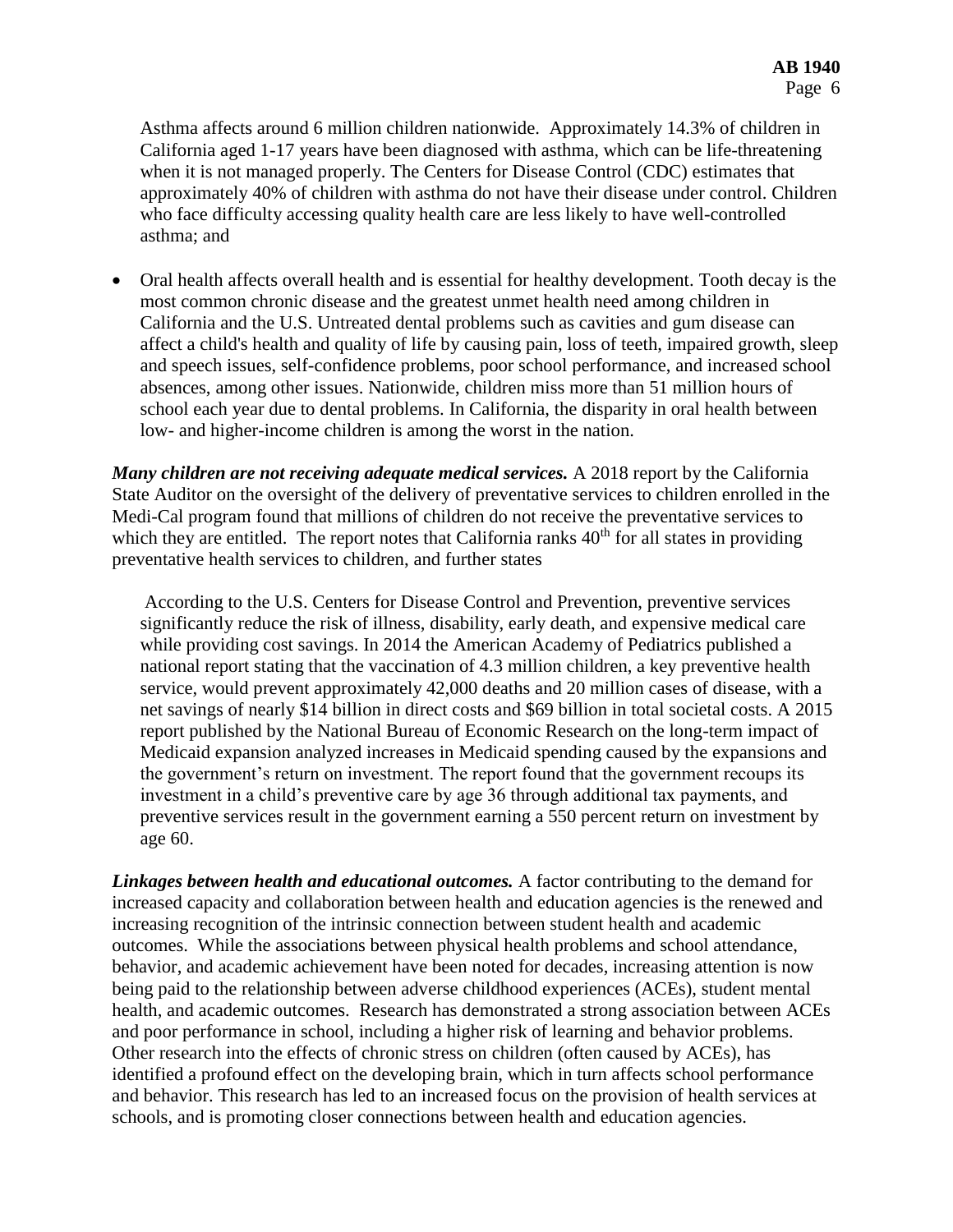Asthma affects around 6 million children nationwide. Approximately 14.3% of children in California aged 1-17 years have been diagnosed with asthma, which can be life-threatening when it is not managed properly. The Centers for Disease Control (CDC) estimates that approximately 40% of children with asthma do not have their disease under control. Children who face difficulty accessing quality health care are less likely to have well-controlled asthma; and

- Oral health affects overall health and is essential for healthy development. Tooth decay is the most common chronic disease and the greatest unmet health need among children in California and the U.S. Untreated dental problems such as cavities and gum disease can affect a child's health and quality of life by causing pain, loss of teeth, impaired growth, sleep and speech issues, self-confidence problems, poor school performance, and increased school absences, among other issues. Nationwide, children miss more than 51 million hours of school each year due to dental problems. In California, the disparity in oral health between low- and higher-income children is among the worst in the nation.

***Many children are not receiving adequate medical services.*** A 2018 report by the California State Auditor on the oversight of the delivery of preventative services to children enrolled in the Medi-Cal program found that millions of children do not receive the preventative services to which they are entitled. The report notes that California ranks 40th for all states in providing preventative health services to children, and further states

> According to the U.S. Centers for Disease Control and Prevention, preventive services significantly reduce the risk of illness, disability, early death, and expensive medical care while providing cost savings. In 2014 the American Academy of Pediatrics published a national report stating that the vaccination of 4.3 million children, a key preventive health service, would prevent approximately 42,000 deaths and 20 million cases of disease, with a net savings of nearly $14 billion in direct costs and $69 billion in total societal costs. A 2015 report published by the National Bureau of Economic Research on the long-term impact of Medicaid expansion analyzed increases in Medicaid spending caused by the expansions and the government's return on investment. The report found that the government recoups its investment in a child's preventive care by age 36 through additional tax payments, and preventive services result in the government earning a 550 percent return on investment by age 60.

***Linkages between health and educational outcomes.*** A factor contributing to the demand for increased capacity and collaboration between health and education agencies is the renewed and increasing recognition of the intrinsic connection between student health and academic outcomes. While the associations between physical health problems and school attendance, behavior, and academic achievement have been noted for decades, increasing attention is now being paid to the relationship between adverse childhood experiences (ACEs), student mental health, and academic outcomes. Research has demonstrated a strong association between ACEs and poor performance in school, including a higher risk of learning and behavior problems. Other research into the effects of chronic stress on children (often caused by ACEs), has identified a profound effect on the developing brain, which in turn affects school performance and behavior. This research has led to an increased focus on the provision of health services at schools, and is promoting closer connections between health and education agencies.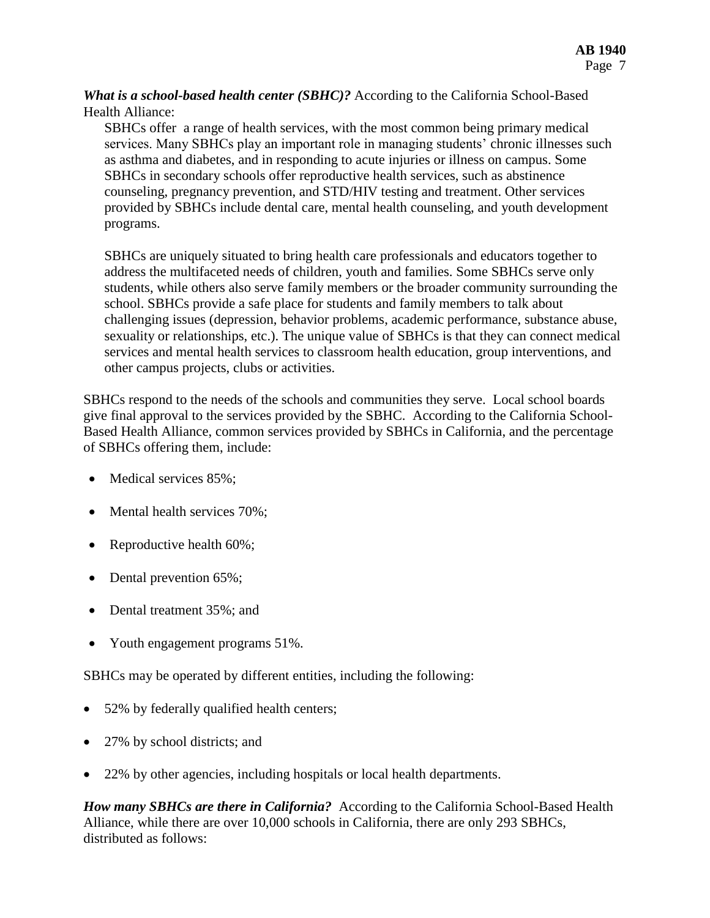***What is a school-based health center (SBHC)?*** According to the California School-Based Health Alliance:

> SBHCs offer a range of health services, with the most common being primary medical services. Many SBHCs play an important role in managing students' chronic illnesses such as asthma and diabetes, and in responding to acute injuries or illness on campus. Some SBHCs in secondary schools offer reproductive health services, such as abstinence counseling, pregnancy prevention, and STD/HIV testing and treatment. Other services provided by SBHCs include dental care, mental health counseling, and youth development programs.
>
> SBHCs are uniquely situated to bring health care professionals and educators together to address the multifaceted needs of children, youth and families. Some SBHCs serve only students, while others also serve family members or the broader community surrounding the school. SBHCs provide a safe place for students and family members to talk about challenging issues (depression, behavior problems, academic performance, substance abuse, sexuality or relationships, etc.). The unique value of SBHCs is that they can connect medical services and mental health services to classroom health education, group interventions, and other campus projects, clubs or activities.

SBHCs respond to the needs of the schools and communities they serve. Local school boards give final approval to the services provided by the SBHC. According to the California School-Based Health Alliance, common services provided by SBHCs in California, and the percentage of SBHCs offering them, include:

- Medical services 85%;
- Mental health services 70%;
- Reproductive health 60%;
- Dental prevention 65%;
- Dental treatment 35%; and
- Youth engagement programs 51%.

SBHCs may be operated by different entities, including the following:

- 52% by federally qualified health centers;
- 27% by school districts; and
- 22% by other agencies, including hospitals or local health departments.

***How many SBHCs are there in California?*** According to the California School-Based Health Alliance, while there are over 10,000 schools in California, there are only 293 SBHCs, distributed as follows: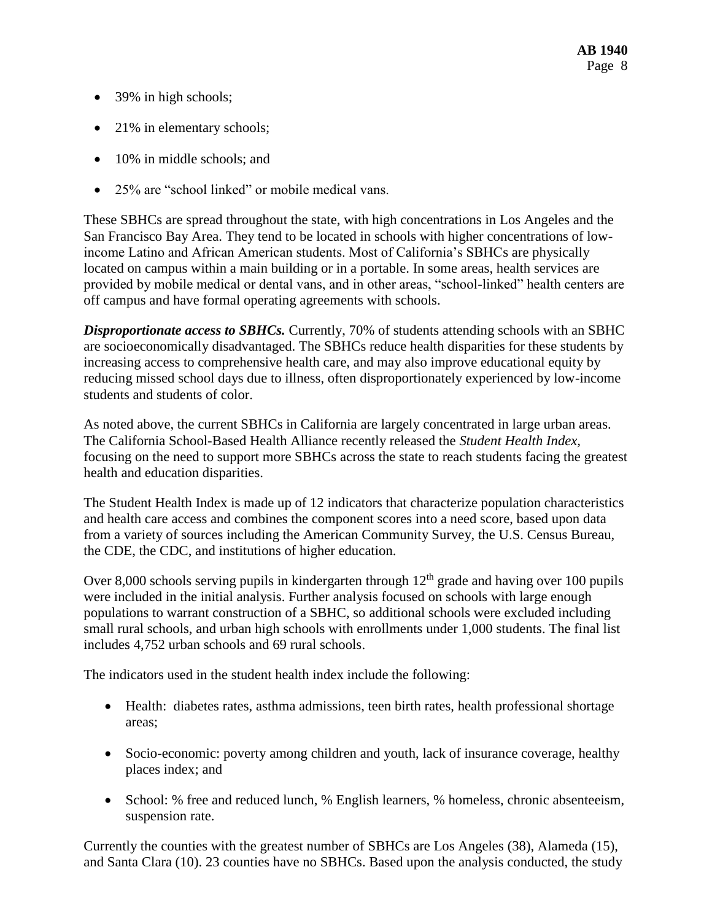- 39% in high schools;
- 21% in elementary schools;
- 10% in middle schools; and
- 25% are "school linked" or mobile medical vans.

These SBHCs are spread throughout the state, with high concentrations in Los Angeles and the San Francisco Bay Area. They tend to be located in schools with higher concentrations of low-income Latino and African American students. Most of California's SBHCs are physically located on campus within a main building or in a portable. In some areas, health services are provided by mobile medical or dental vans, and in other areas, "school-linked" health centers are off campus and have formal operating agreements with schools.

***Disproportionate access to SBHCs.*** Currently, 70% of students attending schools with an SBHC are socioeconomically disadvantaged. The SBHCs reduce health disparities for these students by increasing access to comprehensive health care, and may also improve educational equity by reducing missed school days due to illness, often disproportionately experienced by low-income students and students of color.

As noted above, the current SBHCs in California are largely concentrated in large urban areas. The California School-Based Health Alliance recently released the *Student Health Index*, focusing on the need to support more SBHCs across the state to reach students facing the greatest health and education disparities.

The Student Health Index is made up of 12 indicators that characterize population characteristics and health care access and combines the component scores into a need score, based upon data from a variety of sources including the American Community Survey, the U.S. Census Bureau, the CDE, the CDC, and institutions of higher education.

Over 8,000 schools serving pupils in kindergarten through 12th grade and having over 100 pupils were included in the initial analysis. Further analysis focused on schools with large enough populations to warrant construction of a SBHC, so additional schools were excluded including small rural schools, and urban high schools with enrollments under 1,000 students. The final list includes 4,752 urban schools and 69 rural schools.

The indicators used in the student health index include the following:

- Health: diabetes rates, asthma admissions, teen birth rates, health professional shortage areas;
- Socio-economic: poverty among children and youth, lack of insurance coverage, healthy places index; and
- School: % free and reduced lunch, % English learners, % homeless, chronic absenteeism, suspension rate.

Currently the counties with the greatest number of SBHCs are Los Angeles (38), Alameda (15), and Santa Clara (10). 23 counties have no SBHCs. Based upon the analysis conducted, the study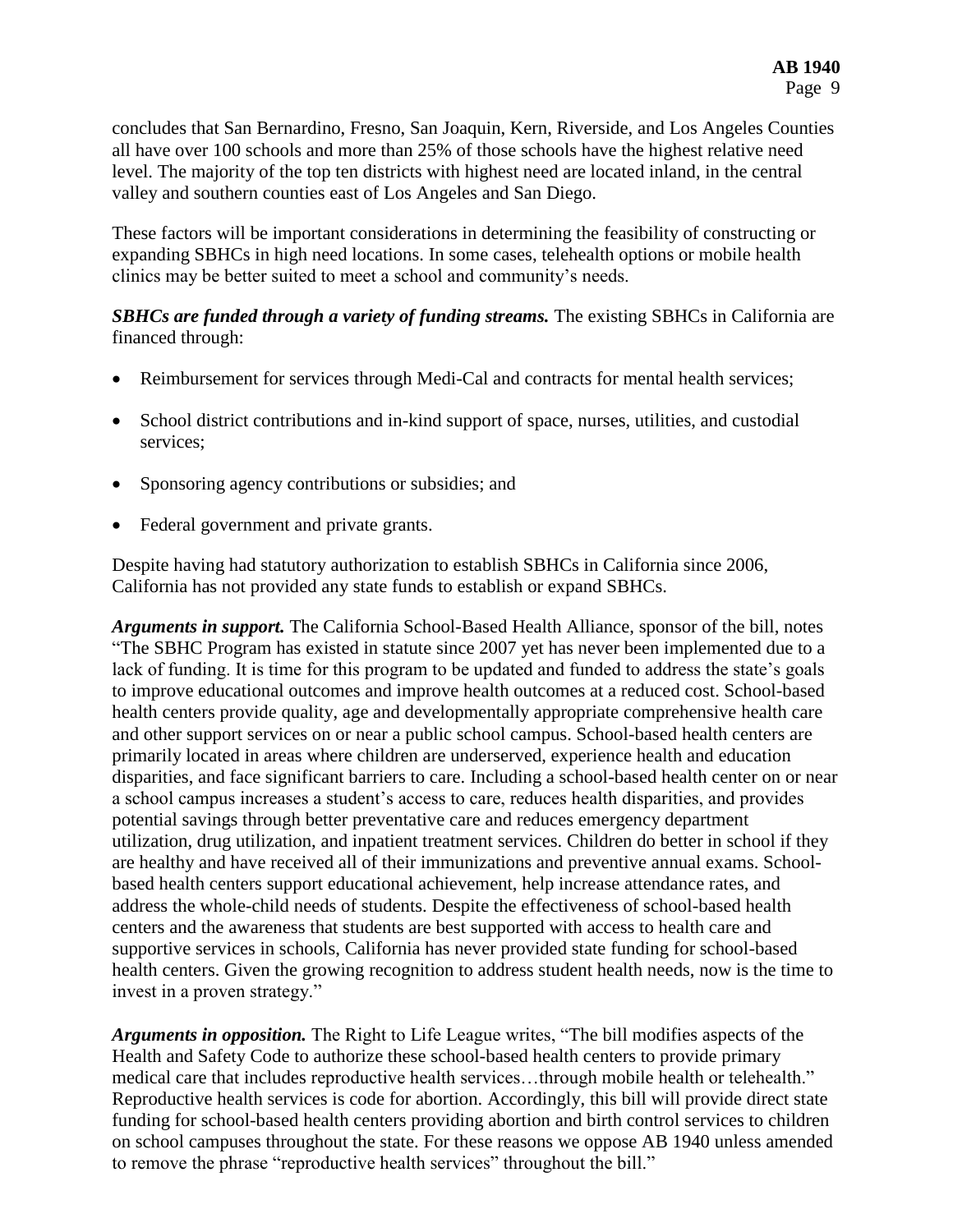concludes that San Bernardino, Fresno, San Joaquin, Kern, Riverside, and Los Angeles Counties all have over 100 schools and more than 25% of those schools have the highest relative need level. The majority of the top ten districts with highest need are located inland, in the central valley and southern counties east of Los Angeles and San Diego.

These factors will be important considerations in determining the feasibility of constructing or expanding SBHCs in high need locations. In some cases, telehealth options or mobile health clinics may be better suited to meet a school and community's needs.

***SBHCs are funded through a variety of funding streams.*** The existing SBHCs in California are financed through:

- Reimbursement for services through Medi-Cal and contracts for mental health services;
- School district contributions and in-kind support of space, nurses, utilities, and custodial services;
- Sponsoring agency contributions or subsidies; and
- Federal government and private grants.

Despite having had statutory authorization to establish SBHCs in California since 2006, California has not provided any state funds to establish or expand SBHCs.

***Arguments in support.*** The California School-Based Health Alliance, sponsor of the bill, notes "The SBHC Program has existed in statute since 2007 yet has never been implemented due to a lack of funding. It is time for this program to be updated and funded to address the state's goals to improve educational outcomes and improve health outcomes at a reduced cost. School-based health centers provide quality, age and developmentally appropriate comprehensive health care and other support services on or near a public school campus. School-based health centers are primarily located in areas where children are underserved, experience health and education disparities, and face significant barriers to care. Including a school-based health center on or near a school campus increases a student's access to care, reduces health disparities, and provides potential savings through better preventative care and reduces emergency department utilization, drug utilization, and inpatient treatment services. Children do better in school if they are healthy and have received all of their immunizations and preventive annual exams. School-based health centers support educational achievement, help increase attendance rates, and address the whole-child needs of students. Despite the effectiveness of school-based health centers and the awareness that students are best supported with access to health care and supportive services in schools, California has never provided state funding for school-based health centers. Given the growing recognition to address student health needs, now is the time to invest in a proven strategy."

***Arguments in opposition.*** The Right to Life League writes, "The bill modifies aspects of the Health and Safety Code to authorize these school-based health centers to provide primary medical care that includes reproductive health services…through mobile health or telehealth." Reproductive health services is code for abortion. Accordingly, this bill will provide direct state funding for school-based health centers providing abortion and birth control services to children on school campuses throughout the state. For these reasons we oppose AB 1940 unless amended to remove the phrase "reproductive health services" throughout the bill."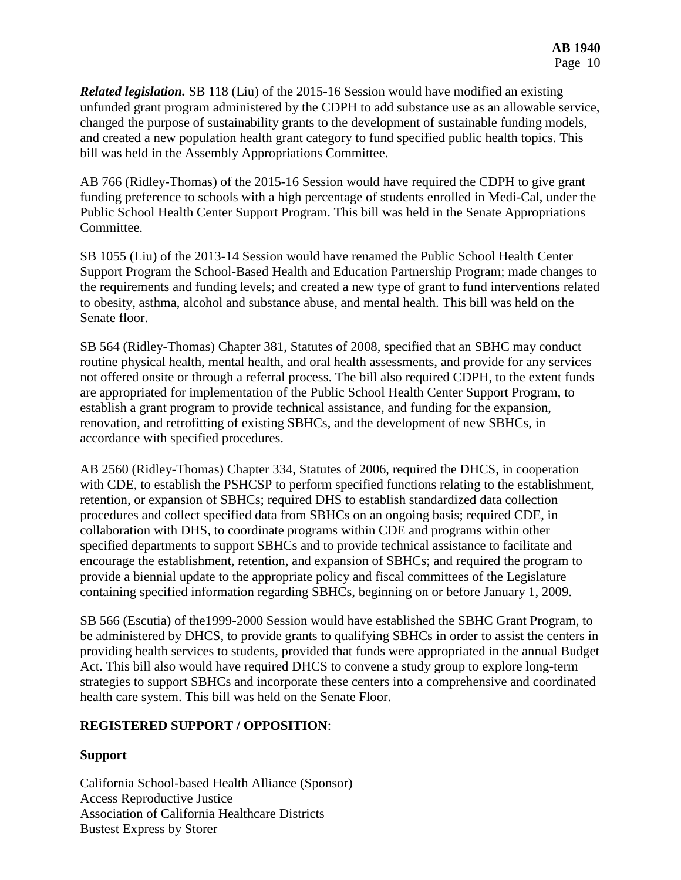***Related legislation.*** SB 118 (Liu) of the 2015-16 Session would have modified an existing unfunded grant program administered by the CDPH to add substance use as an allowable service, changed the purpose of sustainability grants to the development of sustainable funding models, and created a new population health grant category to fund specified public health topics. This bill was held in the Assembly Appropriations Committee.

AB 766 (Ridley-Thomas) of the 2015-16 Session would have required the CDPH to give grant funding preference to schools with a high percentage of students enrolled in Medi-Cal, under the Public School Health Center Support Program. This bill was held in the Senate Appropriations Committee.

SB 1055 (Liu) of the 2013-14 Session would have renamed the Public School Health Center Support Program the School-Based Health and Education Partnership Program; made changes to the requirements and funding levels; and created a new type of grant to fund interventions related to obesity, asthma, alcohol and substance abuse, and mental health. This bill was held on the Senate floor.

SB 564 (Ridley-Thomas) Chapter 381, Statutes of 2008, specified that an SBHC may conduct routine physical health, mental health, and oral health assessments, and provide for any services not offered onsite or through a referral process. The bill also required CDPH, to the extent funds are appropriated for implementation of the Public School Health Center Support Program, to establish a grant program to provide technical assistance, and funding for the expansion, renovation, and retrofitting of existing SBHCs, and the development of new SBHCs, in accordance with specified procedures.

AB 2560 (Ridley-Thomas) Chapter 334, Statutes of 2006, required the DHCS, in cooperation with CDE, to establish the PSHCSP to perform specified functions relating to the establishment, retention, or expansion of SBHCs; required DHS to establish standardized data collection procedures and collect specified data from SBHCs on an ongoing basis; required CDE, in collaboration with DHS, to coordinate programs within CDE and programs within other specified departments to support SBHCs and to provide technical assistance to facilitate and encourage the establishment, retention, and expansion of SBHCs; and required the program to provide a biennial update to the appropriate policy and fiscal committees of the Legislature containing specified information regarding SBHCs, beginning on or before January 1, 2009.

SB 566 (Escutia) of the1999-2000 Session would have established the SBHC Grant Program, to be administered by DHCS, to provide grants to qualifying SBHCs in order to assist the centers in providing health services to students, provided that funds were appropriated in the annual Budget Act. This bill also would have required DHCS to convene a study group to explore long-term strategies to support SBHCs and incorporate these centers into a comprehensive and coordinated health care system. This bill was held on the Senate Floor.

**REGISTERED SUPPORT / OPPOSITION**:

**Support**

California School-based Health Alliance (Sponsor)
Access Reproductive Justice
Association of California Healthcare Districts
Bustest Express by Storer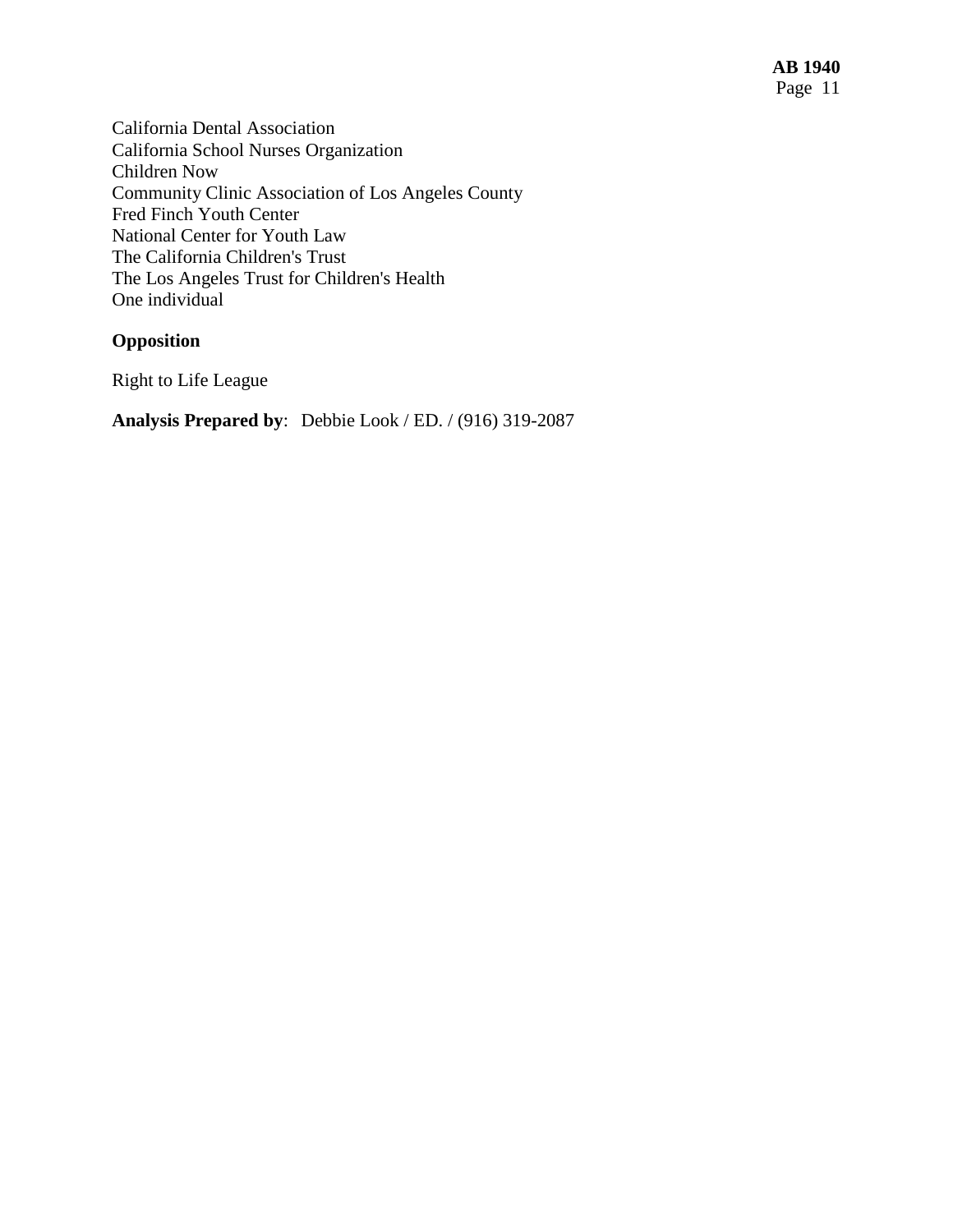California Dental Association
California School Nurses Organization
Children Now
Community Clinic Association of Los Angeles County
Fred Finch Youth Center
National Center for Youth Law
The California Children's Trust
The Los Angeles Trust for Children's Health
One individual

**Opposition**

Right to Life League

**Analysis Prepared by**: Debbie Look / ED. / (916) 319-2087